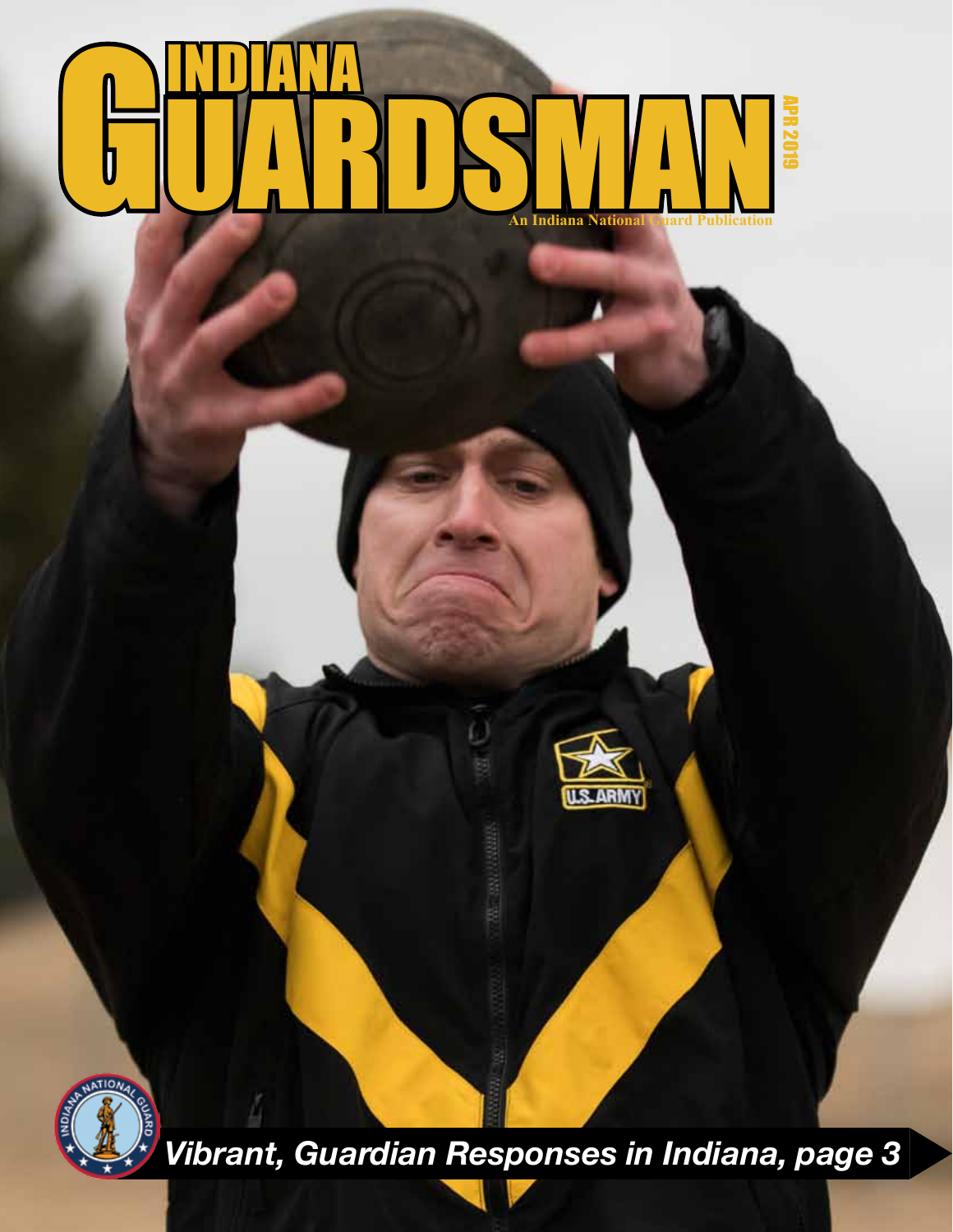# INDIANA GUARDSMAN

APR 2019

An Indiana National Guard Publication

*Vibrant, Guardian Responses in Indiana, page 3*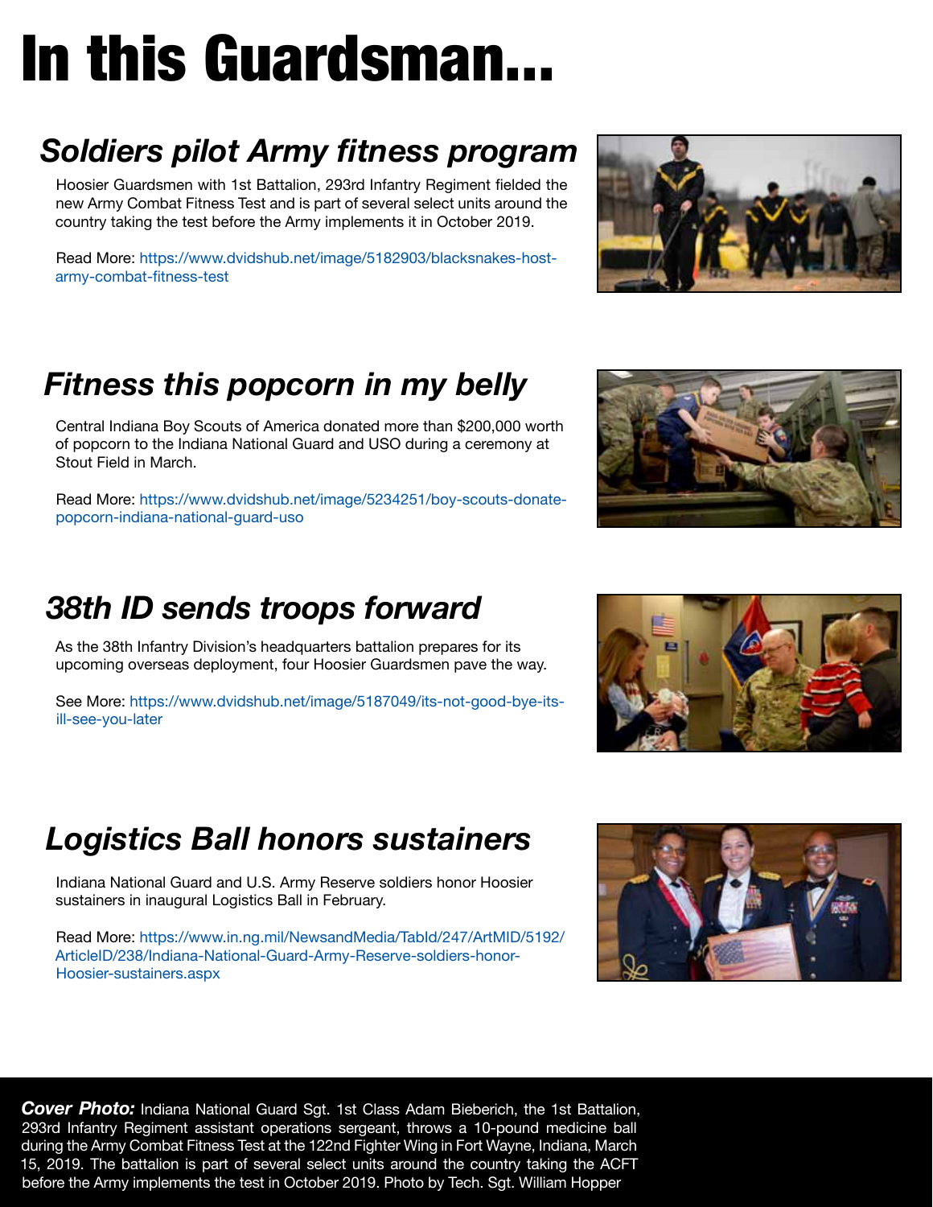# In this Guardsman...

## *Soldiers pilot Army fitness program*

Hoosier Guardsmen with 1st Battalion, 293rd Infantry Regiment fielded the new Army Combat Fitness Test and is part of several select units around the country taking the test before the Army implements it in October 2019.

Read More: https://www.dvidshub.net/image/5182903/blacksnakes-host-army-combat-fitness-test

## *Fitness this popcorn in my belly*

Central Indiana Boy Scouts of America donated more than $200,000 worth of popcorn to the Indiana National Guard and USO during a ceremony at Stout Field in March.

Read More: https://www.dvidshub.net/image/5234251/boy-scouts-donate-popcorn-indiana-national-guard-uso

## *38th ID sends troops forward*

As the 38th Infantry Division's headquarters battalion prepares for its upcoming overseas deployment, four Hoosier Guardsmen pave the way.

See More: https://www.dvidshub.net/image/5187049/its-not-good-bye-its-ill-see-you-later

## *Logistics Ball honors sustainers*

Indiana National Guard and U.S. Army Reserve soldiers honor Hoosier sustainers in inaugural Logistics Ball in February.

Read More: https://www.in.ng.mil/NewsandMedia/TabId/247/ArtMID/5192/ArticleID/238/Indiana-National-Guard-Army-Reserve-soldiers-honor-Hoosier-sustainers.aspx

***Cover Photo:*** Indiana National Guard Sgt. 1st Class Adam Bieberich, the 1st Battalion, 293rd Infantry Regiment assistant operations sergeant, throws a 10-pound medicine ball during the Army Combat Fitness Test at the 122nd Fighter Wing in Fort Wayne, Indiana, March 15, 2019. The battalion is part of several select units around the country taking the ACFT before the Army implements the test in October 2019. Photo by Tech. Sgt. William Hopper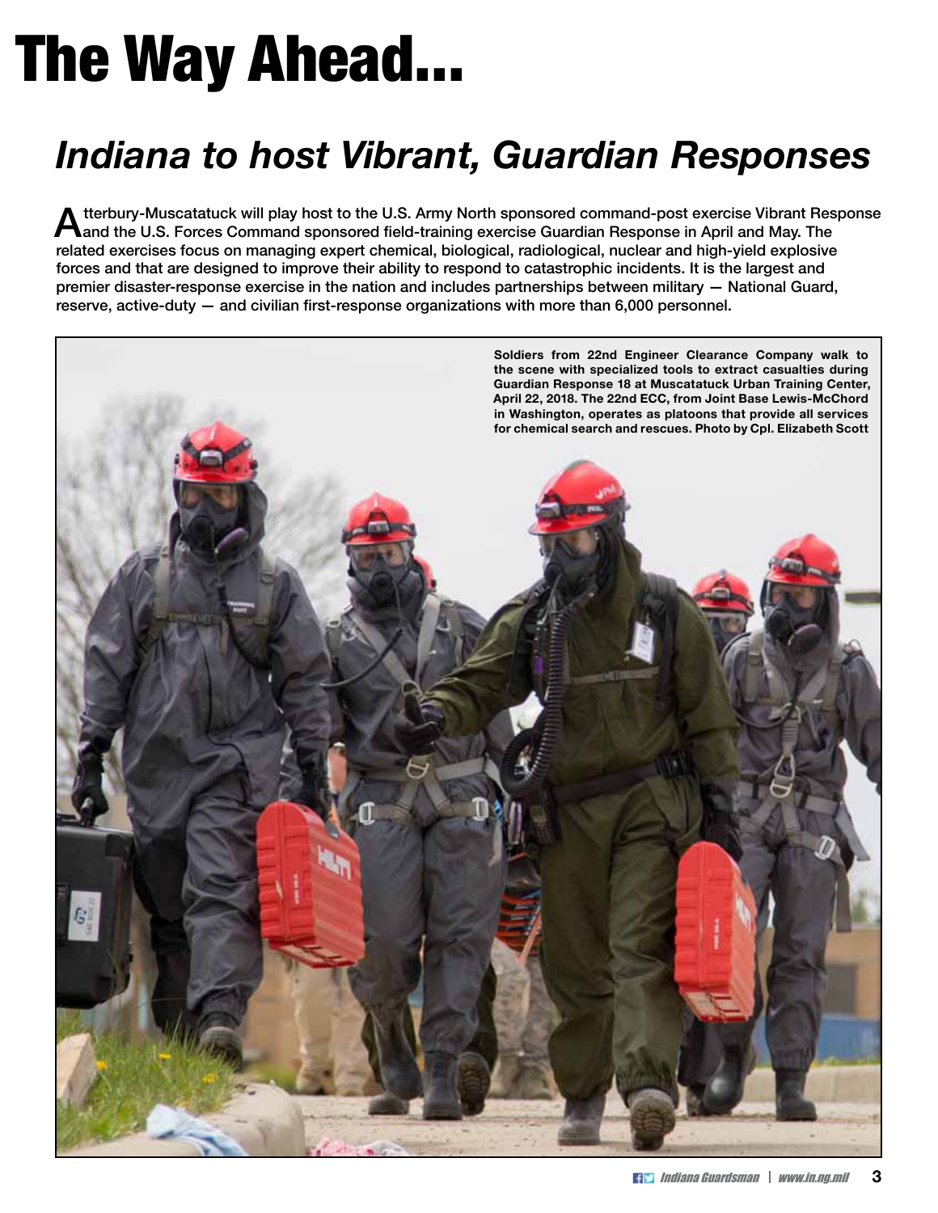# The Way Ahead...

## *Indiana to host Vibrant, Guardian Responses*

Atterbury-Muscatatuck will play host to the U.S. Army North sponsored command-post exercise Vibrant Response and the U.S. Forces Command sponsored field-training exercise Guardian Response in April and May. The related exercises focus on managing expert chemical, biological, radiological, nuclear and high-yield explosive forces and that are designed to improve their ability to respond to catastrophic incidents. It is the largest and premier disaster-response exercise in the nation and includes partnerships between military — National Guard, reserve, active-duty — and civilian first-response organizations with more than 6,000 personnel.

**Soldiers from 22nd Engineer Clearance Company walk to the scene with specialized tools to extract casualties during Guardian Response 18 at Muscatatuck Urban Training Center, April 22, 2018. The 22nd ECC, from Joint Base Lewis-McChord in Washington, operates as platoons that provide all services for chemical search and rescues. Photo by Cpl. Elizabeth Scott**